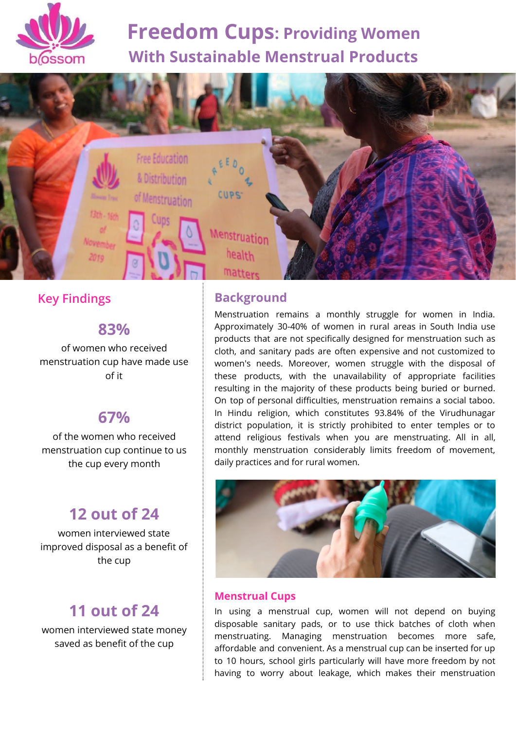# Freedom Cups: Providing Women With Sustainable Menstrual Products

## Key Findings

**83%**

of women who received menstruation cup have made use of it

**67%**

of the women who received menstruation cup continue to us the cup every month

**12 out of 24**

women interviewed state improved disposal as a benefit of the cup

**11 out of 24**

women interviewed state money saved as benefit of the cup

## Background

Menstruation remains a monthly struggle for women in India. Approximately 30-40% of women in rural areas in South India use products that are not specifically designed for menstruation such as cloth, and sanitary pads are often expensive and not customized to women's needs. Moreover, women struggle with the disposal of these products, with the unavailability of appropriate facilities resulting in the majority of these products being buried or burned. On top of personal difficulties, menstruation remains a social taboo. In Hindu religion, which constitutes 93.84% of the Virudhunagar district population, it is strictly prohibited to enter temples or to attend religious festivals when you are menstruating. All in all, monthly menstruation considerably limits freedom of movement, daily practices and for rural women.

### Menstrual Cups

In using a menstrual cup, women will not depend on buying disposable sanitary pads, or to use thick batches of cloth when menstruating. Managing menstruation becomes more safe, affordable and convenient. As a menstrual cup can be inserted for up to 10 hours, school girls particularly will have more freedom by not having to worry about leakage, which makes their menstruation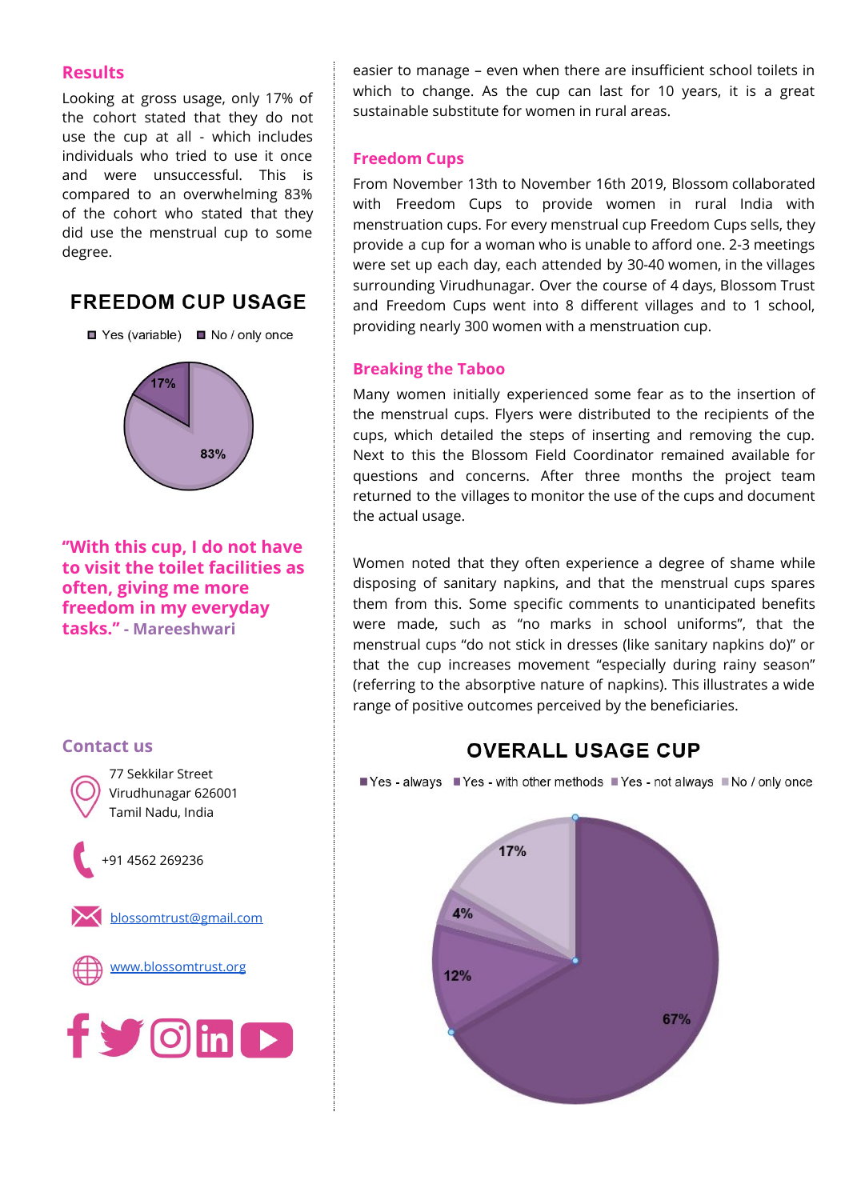## Results

Looking at gross usage, only 17% of the cohort stated that they do not use the cup at all - which includes individuals who tried to use it once and were unsuccessful. This is compared to an overwhelming 83% of the cohort who stated that they did use the menstrual cup to some degree.

**FREEDOM CUP USAGE**

Yes (variable)
No / only once

17%
83%

**"With this cup, I do not have to visit the toilet facilities as often, giving me more freedom in my everyday tasks." - Mareeshwari**

easier to manage – even when there are insufficient school toilets in which to change. As the cup can last for 10 years, it is a great sustainable substitute for women in rural areas.

## Freedom Cups

From November 13th to November 16th 2019, Blossom collaborated with Freedom Cups to provide women in rural India with menstruation cups. For every menstrual cup Freedom Cups sells, they provide a cup for a woman who is unable to afford one. 2-3 meetings were set up each day, each attended by 30-40 women, in the villages surrounding Virudhunagar. Over the course of 4 days, Blossom Trust and Freedom Cups went into 8 different villages and to 1 school, providing nearly 300 women with a menstruation cup.

## Breaking the Taboo

Many women initially experienced some fear as to the insertion of the menstrual cups. Flyers were distributed to the recipients of the cups, which detailed the steps of inserting and removing the cup. Next to this the Blossom Field Coordinator remained available for questions and concerns. After three months the project team returned to the villages to monitor the use of the cups and document the actual usage.

Women noted that they often experience a degree of shame while disposing of sanitary napkins, and that the menstrual cups spares them from this. Some specific comments to unanticipated benefits were made, such as "no marks in school uniforms", that the menstrual cups "do not stick in dresses (like sanitary napkins do)" or that the cup increases movement "especially during rainy season" (referring to the absorptive nature of napkins). This illustrates a wide range of positive outcomes perceived by the beneficiaries.

**OVERALL USAGE CUP**

Yes - always
Yes - with other methods
Yes - not always
No / only once

17%
4%
12%
67%

## Contact us

77 Sekkilar Street
Virudhunagar 626001
Tamil Nadu, India

+91 4562 269236

blossomtrust@gmail.com

www.blossomtrust.org